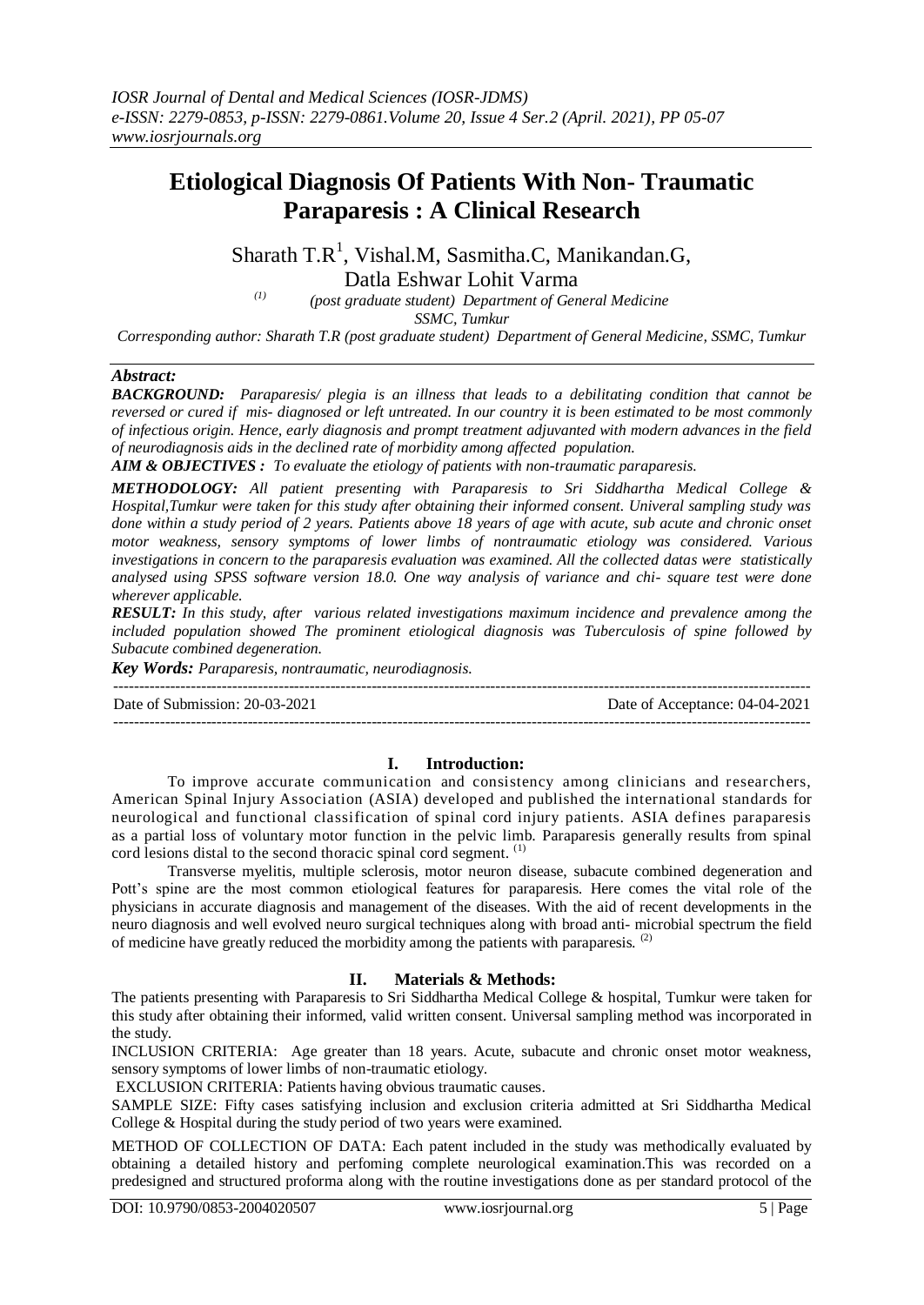*IOSR Journal of Dental and Medical Sciences (IOSR-JDMS)*
*e-ISSN: 2279-0853, p-ISSN: 2279-0861.Volume 20, Issue 4 Ser.2 (April. 2021), PP 05-07*
*www.iosrjournals.org*

# Etiological Diagnosis Of Patients With Non- Traumatic Paraparesis : A Clinical Research

Sharath T.R[1], Vishal.M, Sasmitha.C, Manikandan.G, Datla Eshwar Lohit Varma

[(1)] *(post graduate student) Department of General Medicine SSMC, Tumkur*

*Corresponding author: Sharath T.R (post graduate student) Department of General Medicine, SSMC, Tumkur*

## *Abstract:*

***BACKGROUND:*** *Paraparesis/ plegia is an illness that leads to a debilitating condition that cannot be reversed or cured if mis- diagnosed or left untreated. In our country it is been estimated to be most commonly of infectious origin. Hence, early diagnosis and prompt treatment adjuvanted with modern advances in the field of neurodiagnosis aids in the declined rate of morbidity among affected population.*

***AIM & OBJECTIVES :*** *To evaluate the etiology of patients with non-traumatic paraparesis.*

***METHODOLOGY:*** *All patient presenting with Paraparesis to Sri Siddhartha Medical College & Hospital,Tumkur were taken for this study after obtaining their informed consent. Univeral sampling study was done within a study period of 2 years. Patients above 18 years of age with acute, sub acute and chronic onset motor weakness, sensory symptoms of lower limbs of nontraumatic etiology was considered. Various investigations in concern to the paraparesis evaluation was examined. All the collected datas were statistically analysed using SPSS software version 18.0. One way analysis of variance and chi- square test were done wherever applicable.*

***RESULT:*** *In this study, after various related investigations maximum incidence and prevalence among the included population showed The prominent etiological diagnosis was Tuberculosis of spine followed by Subacute combined degeneration.*

***Key Words:*** *Paraparesis, nontraumatic, neurodiagnosis.*

---

Date of Submission: 20-03-2021 | Date of Acceptance: 04-04-2021

---

## I. Introduction:

To improve accurate communication and consistency among clinicians and researchers, American Spinal Injury Association (ASIA) developed and published the international standards for neurological and functional classification of spinal cord injury patients. ASIA defines paraparesis as a partial loss of voluntary motor function in the pelvic limb. Paraparesis generally results from spinal cord lesions distal to the second thoracic spinal cord segment. [(1)]

Transverse myelitis, multiple sclerosis, motor neuron disease, subacute combined degeneration and Pott's spine are the most common etiological features for paraparesis. Here comes the vital role of the physicians in accurate diagnosis and management of the diseases. With the aid of recent developments in the neuro diagnosis and well evolved neuro surgical techniques along with broad anti- microbial spectrum the field of medicine have greatly reduced the morbidity among the patients with paraparesis. [(2)]

## II. Materials & Methods:

The patients presenting with Paraparesis to Sri Siddhartha Medical College & hospital, Tumkur were taken for this study after obtaining their informed, valid written consent. Universal sampling method was incorporated in the study.

INCLUSION CRITERIA: Age greater than 18 years. Acute, subacute and chronic onset motor weakness, sensory symptoms of lower limbs of non-traumatic etiology.

EXCLUSION CRITERIA: Patients having obvious traumatic causes.

SAMPLE SIZE: Fifty cases satisfying inclusion and exclusion criteria admitted at Sri Siddhartha Medical College & Hospital during the study period of two years were examined.

METHOD OF COLLECTION OF DATA: Each patent included in the study was methodically evaluated by obtaining a detailed history and perfoming complete neurological examination.This was recorded on a predesigned and structured proforma along with the routine investigations done as per standard protocol of the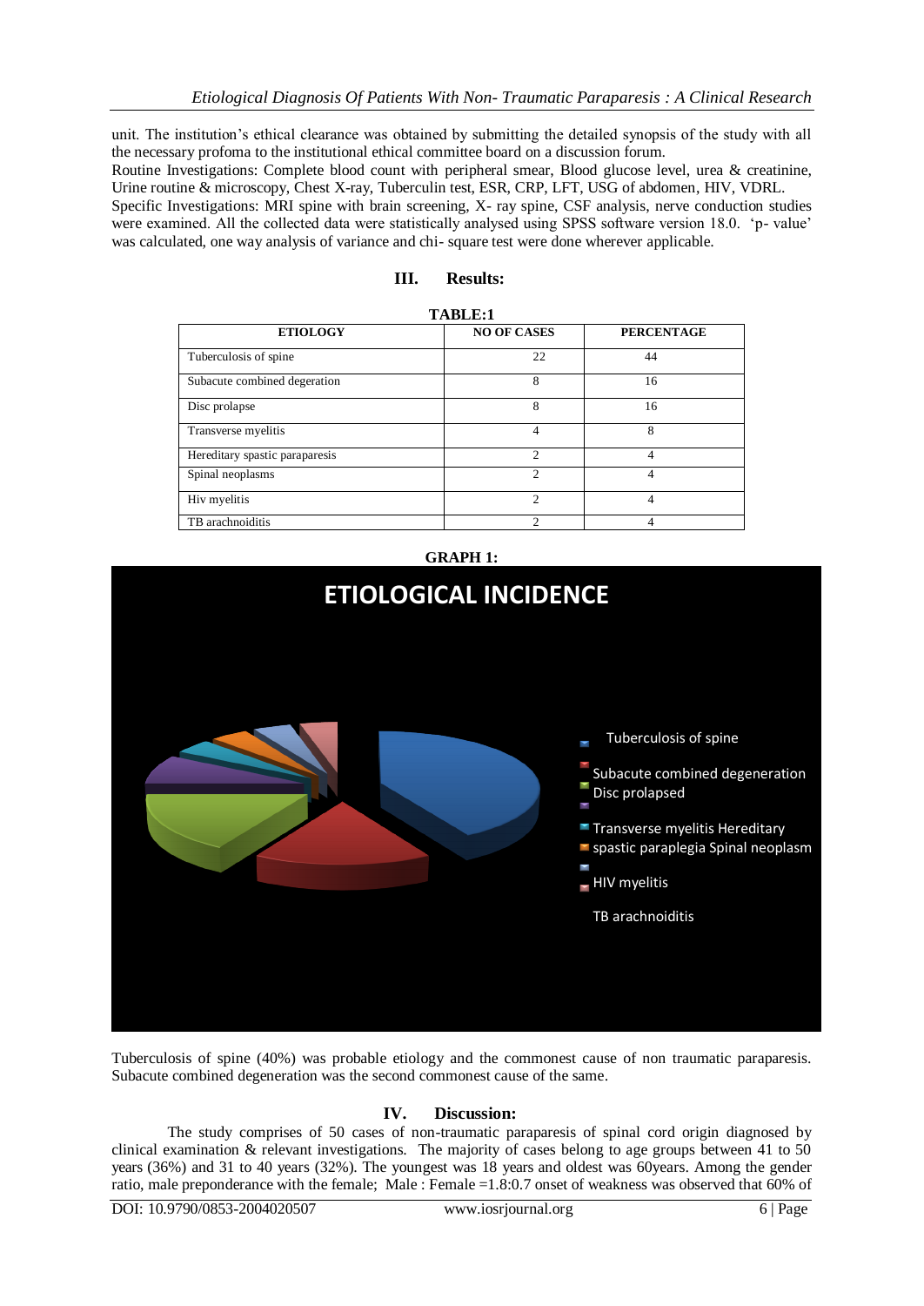unit. The institution's ethical clearance was obtained by submitting the detailed synopsis of the study with all the necessary profoma to the institutional ethical committee board on a discussion forum.

Routine Investigations: Complete blood count with peripheral smear, Blood glucose level, urea & creatinine, Urine routine & microscopy, Chest X-ray, Tuberculin test, ESR, CRP, LFT, USG of abdomen, HIV, VDRL.

Specific Investigations: MRI spine with brain screening, X- ray spine, CSF analysis, nerve conduction studies were examined. All the collected data were statistically analysed using SPSS software version 18.0. 'p- value' was calculated, one way analysis of variance and chi- square test were done wherever applicable.

## III. Results:

**TABLE:1**

| ETIOLOGY | NO OF CASES | PERCENTAGE |
|---|---|---|
| Tuberculosis of spine | 22 | 44 |
| Subacute combined degeration | 8 | 16 |
| Disc prolapse | 8 | 16 |
| Transverse myelitis | 4 | 8 |
| Hereditary spastic paraparesis | 2 | 4 |
| Spinal neoplasms | 2 | 4 |
| Hiv myelitis | 2 | 4 |
| TB arachnoiditis | 2 | 4 |

**GRAPH 1:**

ETIOLOGICAL INCIDENCE

Tuberculosis of spine
Subacute combined degeneration
Disc prolapsed
Transverse myelitis Hereditary
spastic paraplegia Spinal neoplasm
HIV myelitis
TB arachnoiditis

Tuberculosis of spine (40%) was probable etiology and the commonest cause of non traumatic paraparesis. Subacute combined degeneration was the second commonest cause of the same.

## IV. Discussion:

The study comprises of 50 cases of non-traumatic paraparesis of spinal cord origin diagnosed by clinical examination & relevant investigations. The majority of cases belong to age groups between 41 to 50 years (36%) and 31 to 40 years (32%). The youngest was 18 years and oldest was 60years. Among the gender ratio, male preponderance with the female; Male : Female =1.8:0.7 onset of weakness was observed that 60% of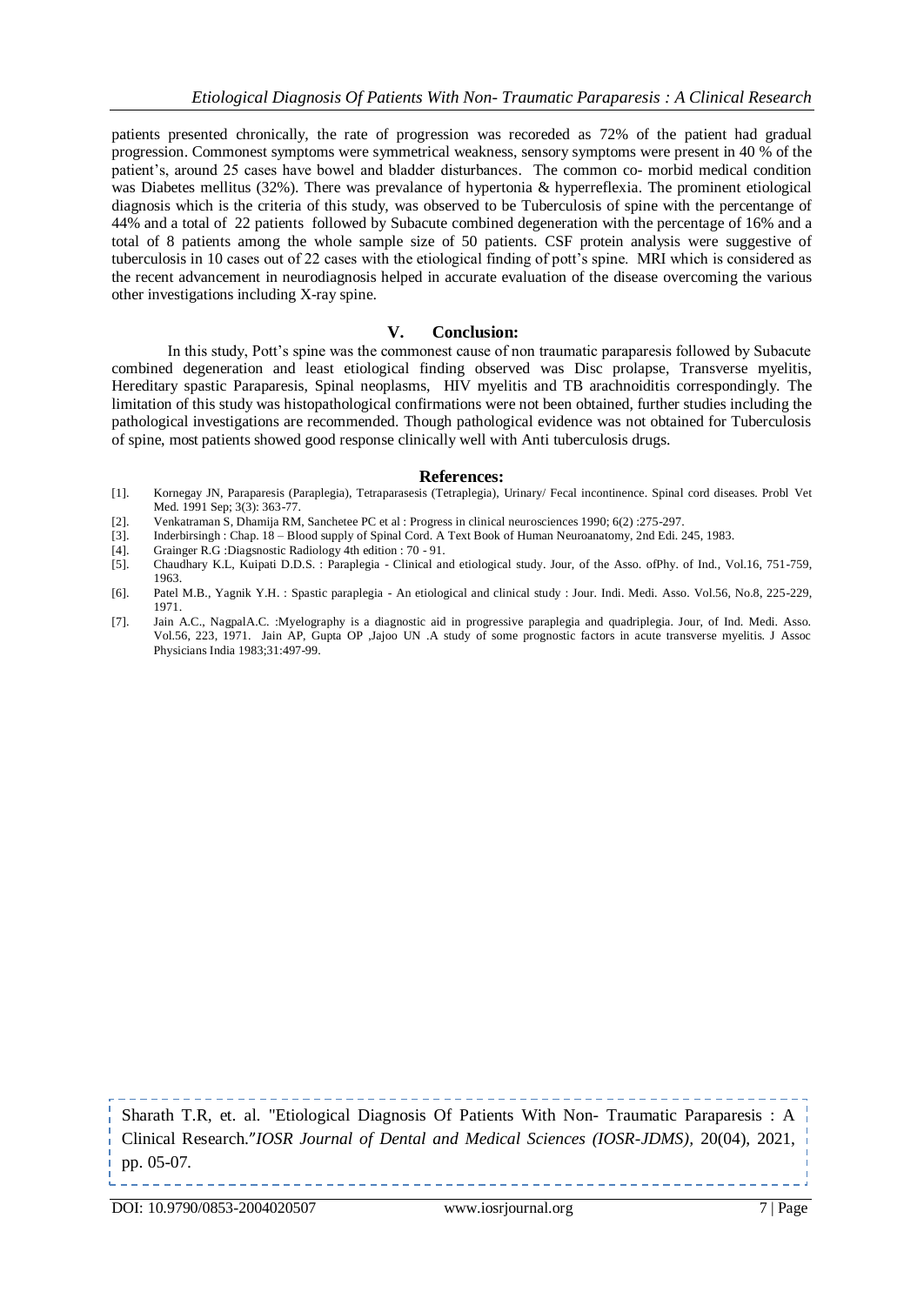patients presented chronically, the rate of progression was recoreded as 72% of the patient had gradual progression. Commonest symptoms were symmetrical weakness, sensory symptoms were present in 40 % of the patient's, around 25 cases have bowel and bladder disturbances. The common co- morbid medical condition was Diabetes mellitus (32%). There was prevalance of hypertonia & hyperreflexia. The prominent etiological diagnosis which is the criteria of this study, was observed to be Tuberculosis of spine with the percentange of 44% and a total of 22 patients followed by Subacute combined degeneration with the percentage of 16% and a total of 8 patients among the whole sample size of 50 patients. CSF protein analysis were suggestive of tuberculosis in 10 cases out of 22 cases with the etiological finding of pott's spine. MRI which is considered as the recent advancement in neurodiagnosis helped in accurate evaluation of the disease overcoming the various other investigations including X-ray spine.

## V. Conclusion:

In this study, Pott's spine was the commonest cause of non traumatic paraparesis followed by Subacute combined degeneration and least etiological finding observed was Disc prolapse, Transverse myelitis, Hereditary spastic Paraparesis, Spinal neoplasms, HIV myelitis and TB arachnoiditis correspondingly. The limitation of this study was histopathological confirmations were not been obtained, further studies including the pathological investigations are recommended. Though pathological evidence was not obtained for Tuberculosis of spine, most patients showed good response clinically well with Anti tuberculosis drugs.

## References:

[1]. Kornegay JN, Paraparesis (Paraplegia), Tetraparasesis (Tetraplegia), Urinary/ Fecal incontinence. Spinal cord diseases. Probl Vet Med. 1991 Sep; 3(3): 363-77.

[2]. Venkatraman S, Dhamija RM, Sanchetee PC et al : Progress in clinical neurosciences 1990; 6(2) :275-297.

[3]. Inderbirsingh : Chap. 18 – Blood supply of Spinal Cord. A Text Book of Human Neuroanatomy, 2nd Edi. 245, 1983.

[4]. Grainger R.G :Diagsnostic Radiology 4th edition : 70 - 91.

[5]. Chaudhary K.L, Kuipati D.D.S. : Paraplegia - Clinical and etiological study. Jour, of the Asso. ofPhy. of Ind., Vol.16, 751-759, 1963.

[6]. Patel M.B., Yagnik Y.H. : Spastic paraplegia - An etiological and clinical study : Jour. Indi. Medi. Asso. Vol.56, No.8, 225-229, 1971.

[7]. Jain A.C., NagpalA.C. :Myelography is a diagnostic aid in progressive paraplegia and quadriplegia. Jour, of Ind. Medi. Asso. Vol.56, 223, 1971. Jain AP, Gupta OP ,Jajoo UN .A study of some prognostic factors in acute transverse myelitis. J Assoc Physicians India 1983;31:497-99.

Sharath T.R, et. al. "Etiological Diagnosis Of Patients With Non- Traumatic Paraparesis : A Clinical Research."*IOSR Journal of Dental and Medical Sciences (IOSR-JDMS)*, 20(04), 2021, pp. 05-07.